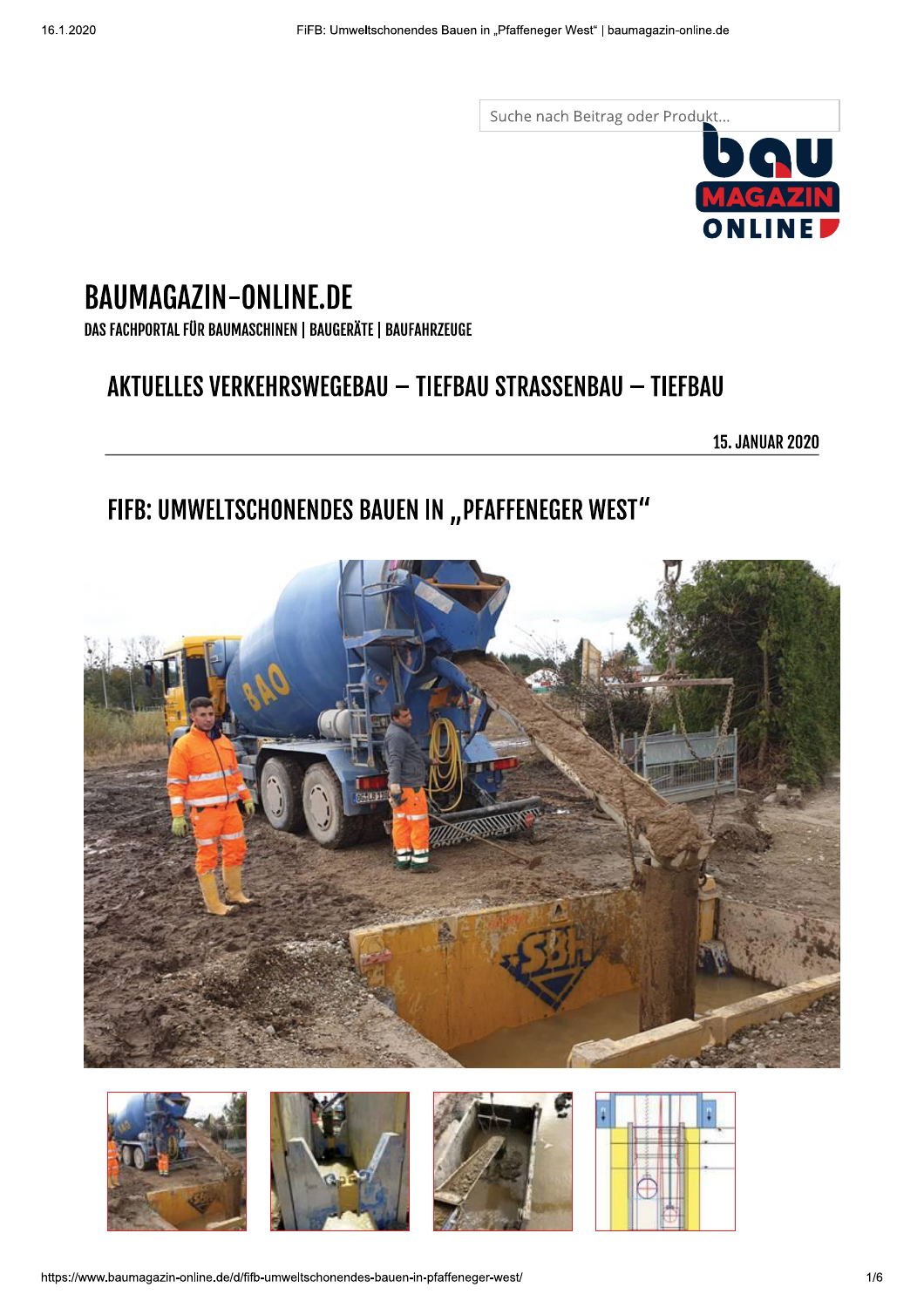Suche nach Beitrag oder Produkt...

# BAUMAGAZIN-ONLINE.DE

DAS FACHPORTAL FÜR BAUMASCHINEN | BAUGERÄTE | BAUFAHRZEUGE

AKTUELLES VERKEHRSWEGEBAU – TIEFBAU STRASSENBAU – TIEFBAU

15. JANUAR 2020

## FIFB: UMWELTSCHONENDES BAUEN IN „PFAFFENEGER WEST"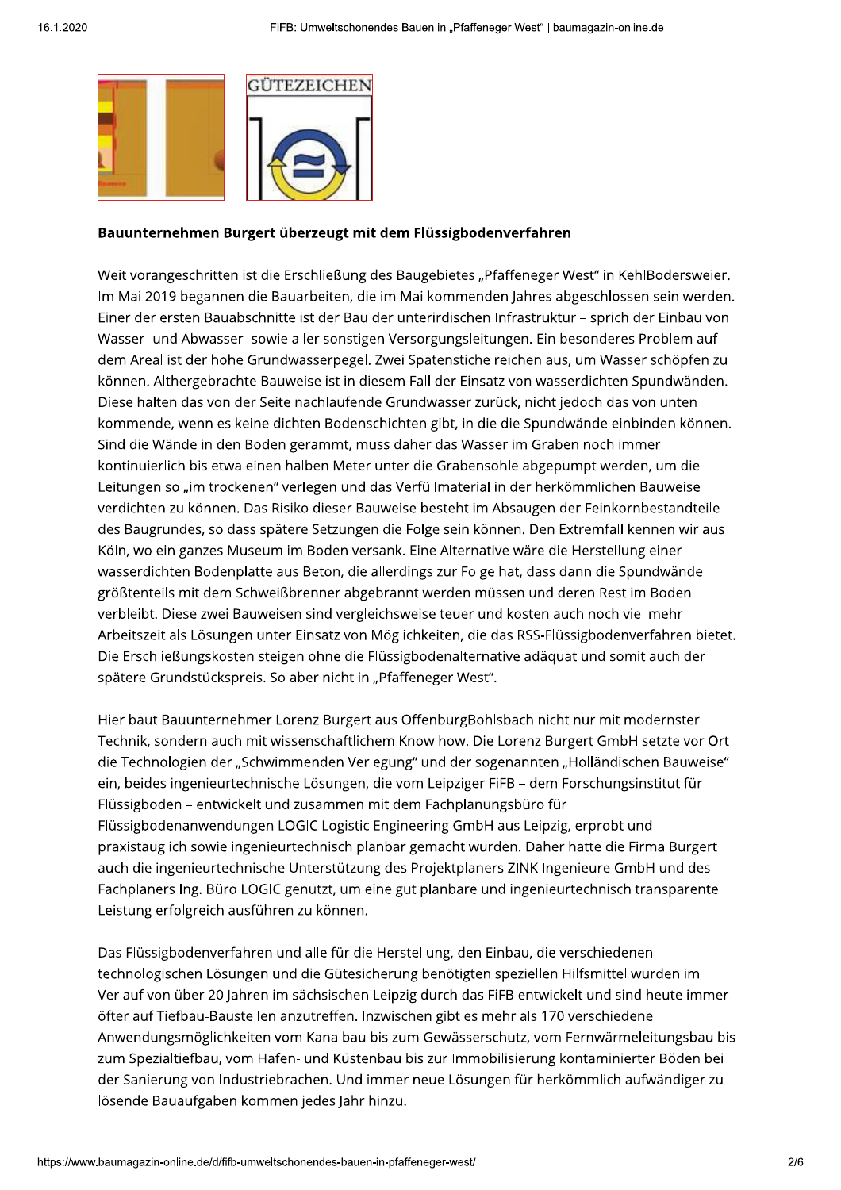GÜTEZEICHEN

### Bauunternehmen Burgert überzeugt mit dem Flüssigbodenverfahren

Weit vorangeschritten ist die Erschließung des Baugebietes „Pfaffeneger West" in KehlBodersweier. Im Mai 2019 begannen die Bauarbeiten, die im Mai kommenden Jahres abgeschlossen sein werden. Einer der ersten Bauabschnitte ist der Bau der unterirdischen Infrastruktur – sprich der Einbau von Wasser- und Abwasser- sowie aller sonstigen Versorgungsleitungen. Ein besonderes Problem auf dem Areal ist der hohe Grundwasserpegel. Zwei Spatenstiche reichen aus, um Wasser schöpfen zu können. Althergebrachte Bauweise ist in diesem Fall der Einsatz von wasserdichten Spundwänden. Diese halten das von der Seite nachlaufende Grundwasser zurück, nicht jedoch das von unten kommende, wenn es keine dichten Bodenschichten gibt, in die die Spundwände einbinden können. Sind die Wände in den Boden gerammt, muss daher das Wasser im Graben noch immer kontinuierlich bis etwa einen halben Meter unter die Grabensohle abgepumpt werden, um die Leitungen so „im trockenen" verlegen und das Verfüllmaterial in der herkömmlichen Bauweise verdichten zu können. Das Risiko dieser Bauweise besteht im Absaugen der Feinkornbestandteile des Baugrundes, so dass spätere Setzungen die Folge sein können. Den Extremfall kennen wir aus Köln, wo ein ganzes Museum im Boden versank. Eine Alternative wäre die Herstellung einer wasserdichten Bodenplatte aus Beton, die allerdings zur Folge hat, dass dann die Spundwände größtenteils mit dem Schweißbrenner abgebrannt werden müssen und deren Rest im Boden verbleibt. Diese zwei Bauweisen sind vergleichsweise teuer und kosten auch noch viel mehr Arbeitszeit als Lösungen unter Einsatz von Möglichkeiten, die das RSS-Flüssigbodenverfahren bietet. Die Erschließungskosten steigen ohne die Flüssigbodenalternative adäquat und somit auch der spätere Grundstückspreis. So aber nicht in „Pfaffeneger West".

Hier baut Bauunternehmer Lorenz Burgert aus OffenburgBohlsbach nicht nur mit modernster Technik, sondern auch mit wissenschaftlichem Know how. Die Lorenz Burgert GmbH setzte vor Ort die Technologien der „Schwimmenden Verlegung" und der sogenannten „Holländischen Bauweise" ein, beides ingenieurtechnische Lösungen, die vom Leipziger FiFB – dem Forschungsinstitut für Flüssigboden – entwickelt und zusammen mit dem Fachplanungsbüro für Flüssigbodenanwendungen LOGIC Logistic Engineering GmbH aus Leipzig, erprobt und praxistauglich sowie ingenieurtechnisch planbar gemacht wurden. Daher hatte die Firma Burgert auch die ingenieurtechnische Unterstützung des Projektplaners ZINK Ingenieure GmbH und des Fachplaners Ing. Büro LOGIC genutzt, um eine gut planbare und ingenieurtechnisch transparente Leistung erfolgreich ausführen zu können.

Das Flüssigbodenverfahren und alle für die Herstellung, den Einbau, die verschiedenen technologischen Lösungen und die Gütesicherung benötigten speziellen Hilfsmittel wurden im Verlauf von über 20 Jahren im sächsischen Leipzig durch das FiFB entwickelt und sind heute immer öfter auf Tiefbau-Baustellen anzutreffen. Inzwischen gibt es mehr als 170 verschiedene Anwendungsmöglichkeiten vom Kanalbau bis zum Gewässerschutz, vom Fernwärmeleitungsbau bis zum Spezialtiefbau, vom Hafen- und Küstenbau bis zur Immobilisierung kontaminierter Böden bei der Sanierung von Industriebrachen. Und immer neue Lösungen für herkömmlich aufwändiger zu lösende Bauaufgaben kommen jedes Jahr hinzu.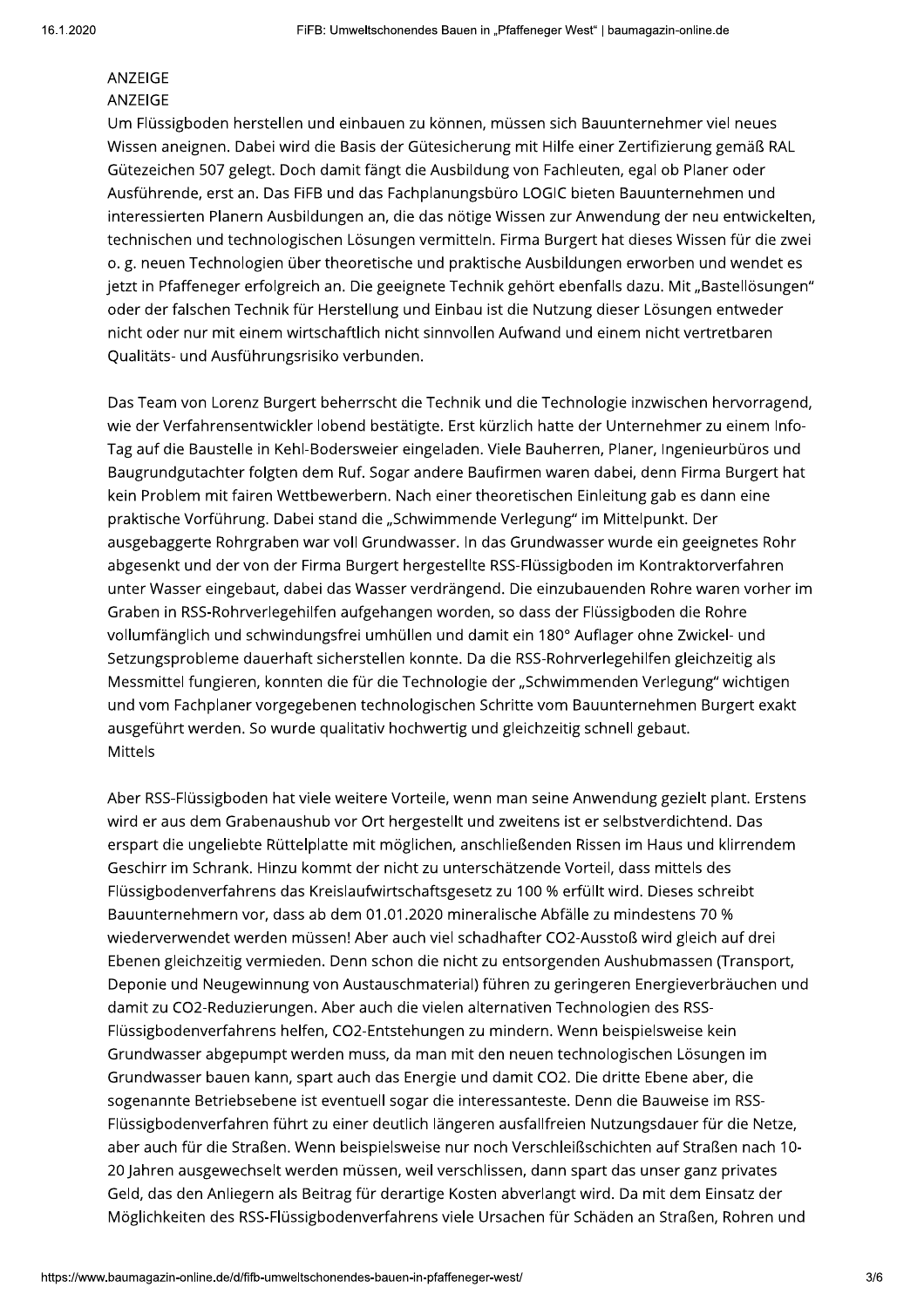ANZEIGE

ANZEIGE

Um Flüssigboden herstellen und einbauen zu können, müssen sich Bauunternehmer viel neues Wissen aneignen. Dabei wird die Basis der Gütesicherung mit Hilfe einer Zertifizierung gemäß RAL Gütezeichen 507 gelegt. Doch damit fängt die Ausbildung von Fachleuten, egal ob Planer oder Ausführende, erst an. Das FiFB und das Fachplanungsbüro LOGIC bieten Bauunternehmen und interessierten Planern Ausbildungen an, die das nötige Wissen zur Anwendung der neu entwickelten, technischen und technologischen Lösungen vermitteln. Firma Burgert hat dieses Wissen für die zwei o. g. neuen Technologien über theoretische und praktische Ausbildungen erworben und wendet es jetzt in Pfaffeneger erfolgreich an. Die geeignete Technik gehört ebenfalls dazu. Mit „Bastellösungen" oder der falschen Technik für Herstellung und Einbau ist die Nutzung dieser Lösungen entweder nicht oder nur mit einem wirtschaftlich nicht sinnvollen Aufwand und einem nicht vertretbaren Qualitäts- und Ausführungsrisiko verbunden.

Das Team von Lorenz Burgert beherrscht die Technik und die Technologie inzwischen hervorragend, wie der Verfahrensentwickler lobend bestätigte. Erst kürzlich hatte der Unternehmer zu einem Info-Tag auf die Baustelle in Kehl-Bodersweier eingeladen. Viele Bauherren, Planer, Ingenieurbüros und Baugrundgutachter folgten dem Ruf. Sogar andere Baufirmen waren dabei, denn Firma Burgert hat kein Problem mit fairen Wettbewerbern. Nach einer theoretischen Einleitung gab es dann eine praktische Vorführung. Dabei stand die „Schwimmende Verlegung" im Mittelpunkt. Der ausgebaggerte Rohrgraben war voll Grundwasser. In das Grundwasser wurde ein geeignetes Rohr abgesenkt und der von der Firma Burgert hergestellte RSS-Flüssigboden im Kontraktorverfahren unter Wasser eingebaut, dabei das Wasser verdrängend. Die einzubauenden Rohre waren vorher im Graben in RSS-Rohrverlegehilfen aufgehangen worden, so dass der Flüssigboden die Rohre vollumfänglich und schwindungsfrei umhüllen und damit ein 180° Auflager ohne Zwickel- und Setzungsprobleme dauerhaft sicherstellen konnte. Da die RSS-Rohrverlegehilfen gleichzeitig als Messmittel fungieren, konnten die für die Technologie der „Schwimmenden Verlegung" wichtigen und vom Fachplaner vorgegebenen technologischen Schritte vom Bauunternehmen Burgert exakt ausgeführt werden. So wurde qualitativ hochwertig und gleichzeitig schnell gebaut.
Mittels

Aber RSS-Flüssigboden hat viele weitere Vorteile, wenn man seine Anwendung gezielt plant. Erstens wird er aus dem Grabenaushub vor Ort hergestellt und zweitens ist er selbstverdichtend. Das erspart die ungeliebte Rüttelplatte mit möglichen, anschließenden Rissen im Haus und klirrendem Geschirr im Schrank. Hinzu kommt der nicht zu unterschätzende Vorteil, dass mittels des Flüssigbodenverfahrens das Kreislaufwirtschaftsgesetz zu 100 % erfüllt wird. Dieses schreibt Bauunternehmern vor, dass ab dem 01.01.2020 mineralische Abfälle zu mindestens 70 % wiederverwendet werden müssen! Aber auch viel schadhafter CO2-Ausstoß wird gleich auf drei Ebenen gleichzeitig vermieden. Denn schon die nicht zu entsorgenden Aushubmassen (Transport, Deponie und Neugewinnung von Austauschmaterial) führen zu geringeren Energieverbräuchen und damit zu CO2-Reduzierungen. Aber auch die vielen alternativen Technologien des RSS-Flüssigbodenverfahrens helfen, CO2-Entstehungen zu mindern. Wenn beispielsweise kein Grundwasser abgepumpt werden muss, da man mit den neuen technologischen Lösungen im Grundwasser bauen kann, spart auch das Energie und damit CO2. Die dritte Ebene aber, die sogenannte Betriebsebene ist eventuell sogar die interessanteste. Denn die Bauweise im RSS-Flüssigbodenverfahren führt zu einer deutlich längeren ausfallfreien Nutzungsdauer für die Netze, aber auch für die Straßen. Wenn beispielsweise nur noch Verschleißschichten auf Straßen nach 10-20 Jahren ausgewechselt werden müssen, weil verschlissen, dann spart das unser ganz privates Geld, das den Anliegern als Beitrag für derartige Kosten abverlangt wird. Da mit dem Einsatz der Möglichkeiten des RSS-Flüssigbodenverfahrens viele Ursachen für Schäden an Straßen, Rohren und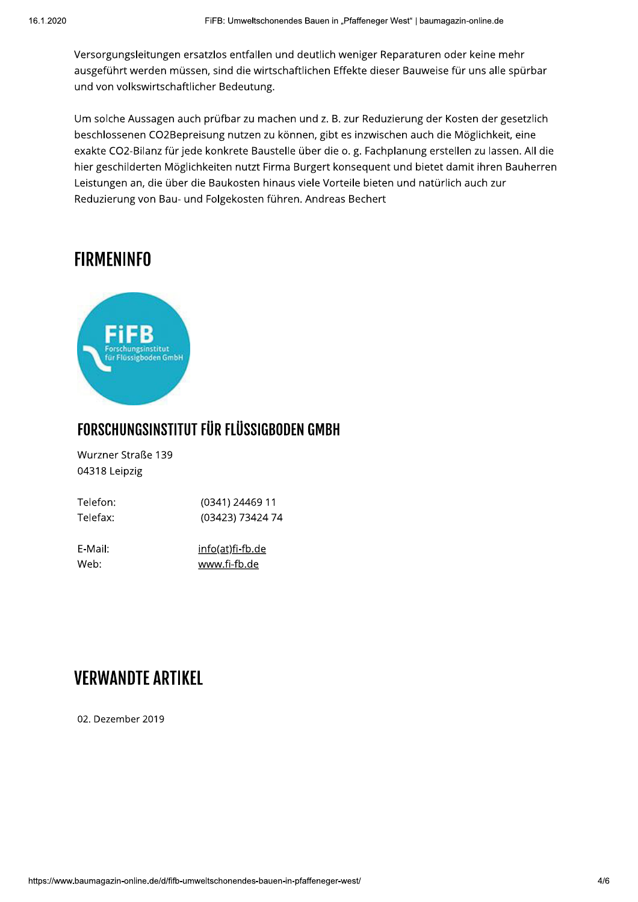Versorgungsleitungen ersatzlos entfallen und deutlich weniger Reparaturen oder keine mehr ausgeführt werden müssen, sind die wirtschaftlichen Effekte dieser Bauweise für uns alle spürbar und von volkswirtschaftlicher Bedeutung.

Um solche Aussagen auch prüfbar zu machen und z. B. zur Reduzierung der Kosten der gesetzlich beschlossenen CO2Bepreisung nutzen zu können, gibt es inzwischen auch die Möglichkeit, eine exakte CO2-Bilanz für jede konkrete Baustelle über die o. g. Fachplanung erstellen zu lassen. All die hier geschilderten Möglichkeiten nutzt Firma Burgert konsequent und bietet damit ihren Bauherren Leistungen an, die über die Baukosten hinaus viele Vorteile bieten und natürlich auch zur Reduzierung von Bau- und Folgekosten führen. Andreas Bechert

## FIRMENINFO

FiFB Forschungsinstitut für Flüssigboden GmbH

### FORSCHUNGSINSTITUT FÜR FLÜSSIGBODEN GMBH

Wurzner Straße 139
04318 Leipzig

Telefon: (0341) 24469 11
Telefax: (03423) 73424 74

E-Mail: info(at)fi-fb.de
Web: www.fi-fb.de

## VERWANDTE ARTIKEL

02. Dezember 2019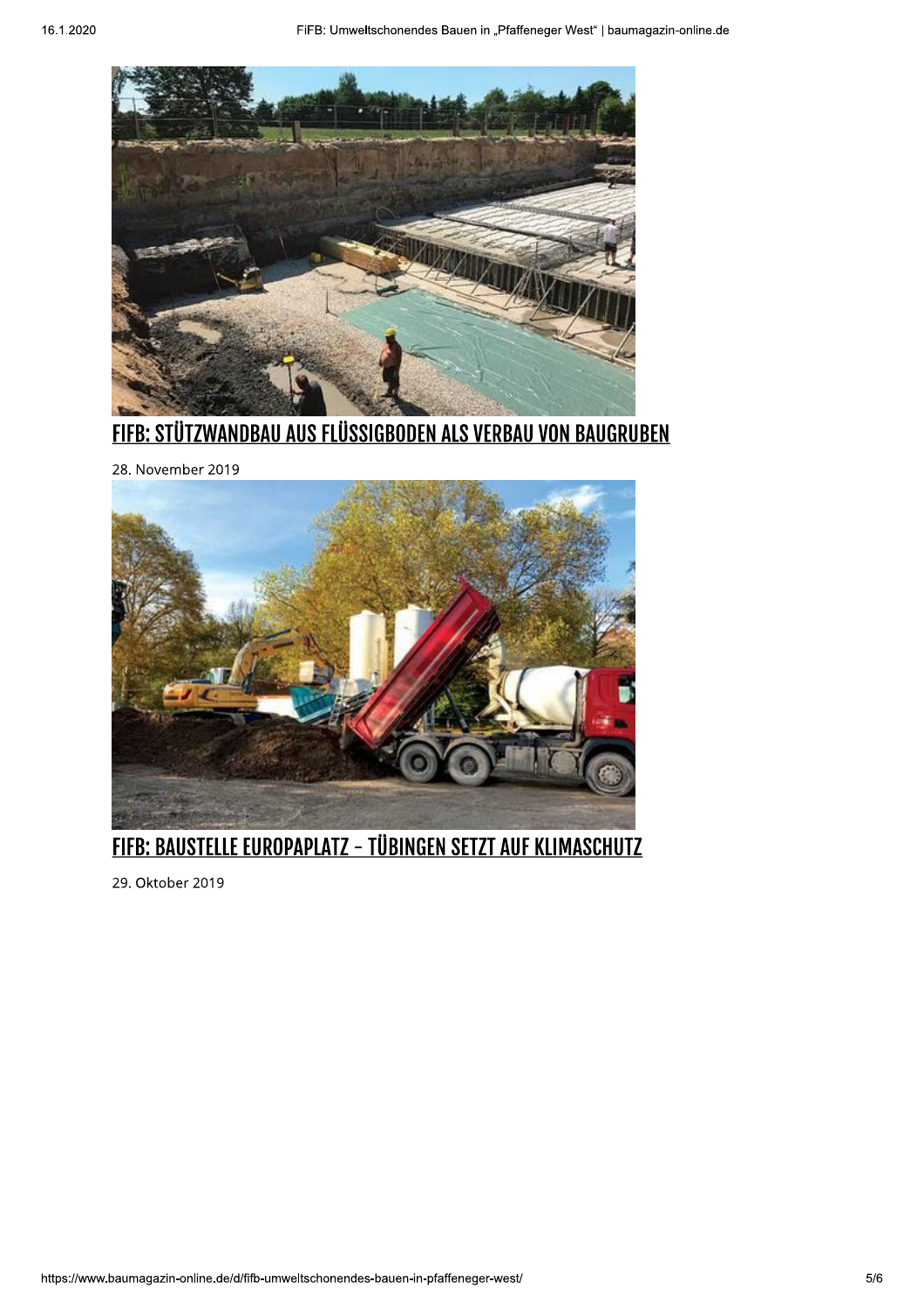## [FIFB: STÜTZWANDBAU AUS FLÜSSIGBODEN ALS VERBAU VON BAUGRUBEN]

28. November 2019

## [FIFB: BAUSTELLE EUROPAPLATZ – TÜBINGEN SETZT AUF KLIMASCHUTZ]

29. Oktober 2019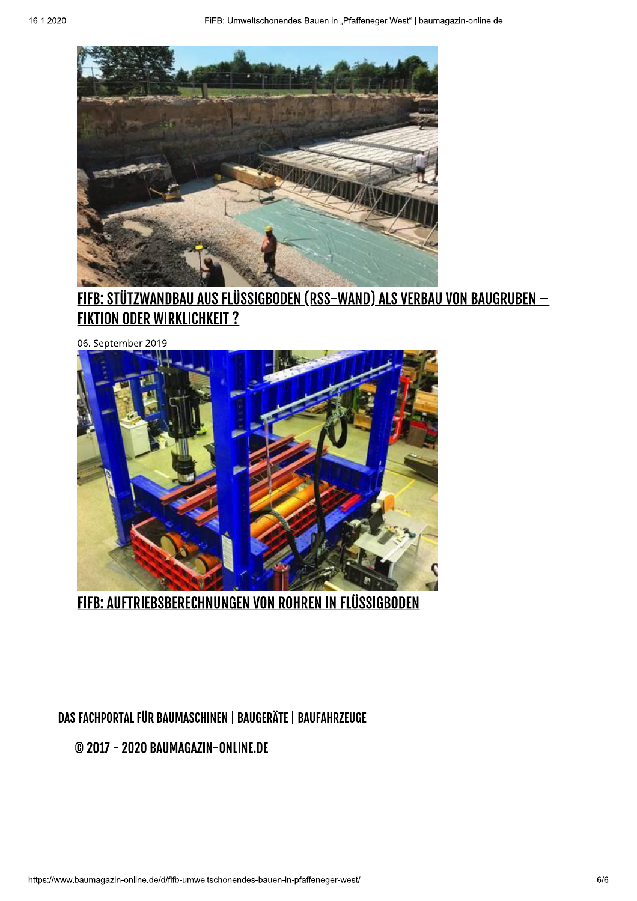## FIFB: STÜTZWANDBAU AUS FLÜSSIGBODEN (RSS-WAND) ALS VERBAU VON BAUGRUBEN – FIKTION ODER WIRKLICHKEIT ?

06. September 2019

## FIFB: AUFTRIEBSBERECHNUNGEN VON ROHREN IN FLÜSSIGBODEN

DAS FACHPORTAL FÜR BAUMASCHINEN | BAUGERÄTE | BAUFAHRZEUGE

© 2017 - 2020 BAUMAGAZIN-ONLINE.DE